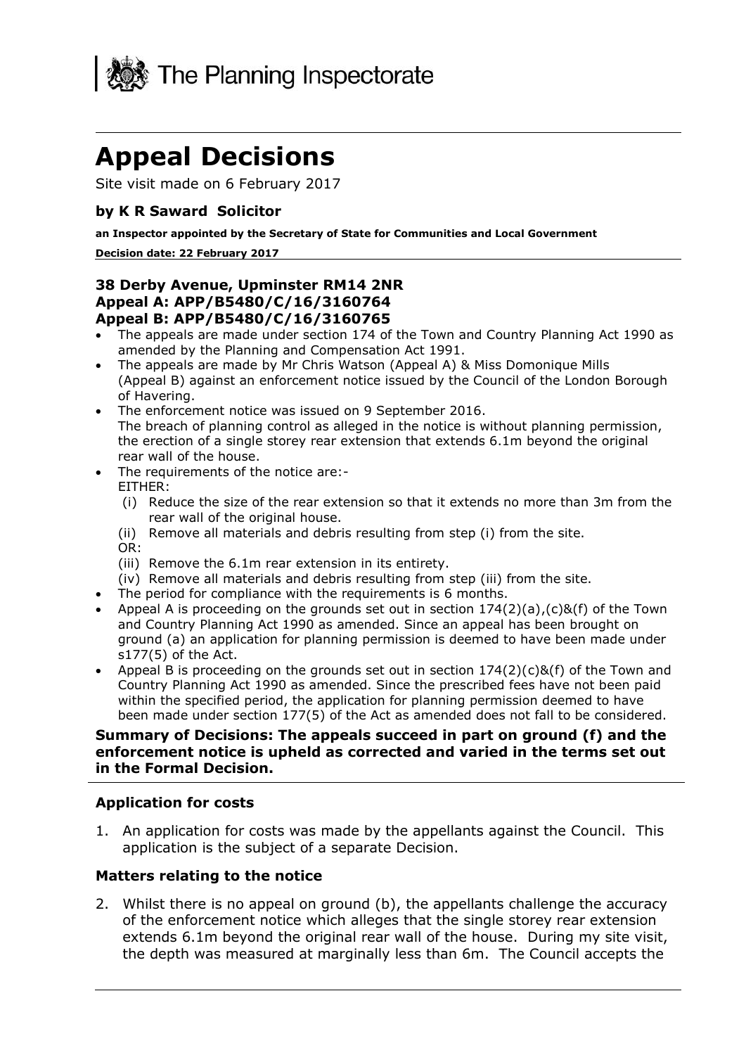The Planning Inspectorate

# Appeal Decisions

Site visit made on 6 February 2017

### by K R Saward Solicitor

**an Inspector appointed by the Secretary of State for Communities and Local Government**

**Decision date: 22 February 2017**

**38 Derby Avenue, Upminster RM14 2NR**
**Appeal A: APP/B5480/C/16/3160764**
**Appeal B: APP/B5480/C/16/3160765**

- The appeals are made under section 174 of the Town and Country Planning Act 1990 as amended by the Planning and Compensation Act 1991.
- The appeals are made by Mr Chris Watson (Appeal A) & Miss Domonique Mills (Appeal B) against an enforcement notice issued by the Council of the London Borough of Havering.
- The enforcement notice was issued on 9 September 2016.
  The breach of planning control as alleged in the notice is without planning permission, the erection of a single storey rear extension that extends 6.1m beyond the original rear wall of the house.
- The requirements of the notice are:-
  EITHER:
  (i) Reduce the size of the rear extension so that it extends no more than 3m from the rear wall of the original house.
  (ii) Remove all materials and debris resulting from step (i) from the site.
  OR:
  (iii) Remove the 6.1m rear extension in its entirety.
  (iv) Remove all materials and debris resulting from step (iii) from the site.
- The period for compliance with the requirements is 6 months.
- Appeal A is proceeding on the grounds set out in section 174(2)(a),(c)&(f) of the Town and Country Planning Act 1990 as amended. Since an appeal has been brought on ground (a) an application for planning permission is deemed to have been made under s177(5) of the Act.
- Appeal B is proceeding on the grounds set out in section 174(2)(c)&(f) of the Town and Country Planning Act 1990 as amended. Since the prescribed fees have not been paid within the specified period, the application for planning permission deemed to have been made under section 177(5) of the Act as amended does not fall to be considered.

**Summary of Decisions: The appeals succeed in part on ground (f) and the enforcement notice is upheld as corrected and varied in the terms set out in the Formal Decision.**

### Application for costs

1. An application for costs was made by the appellants against the Council. This application is the subject of a separate Decision.

### Matters relating to the notice

2. Whilst there is no appeal on ground (b), the appellants challenge the accuracy of the enforcement notice which alleges that the single storey rear extension extends 6.1m beyond the original rear wall of the house. During my site visit, the depth was measured at marginally less than 6m. The Council accepts the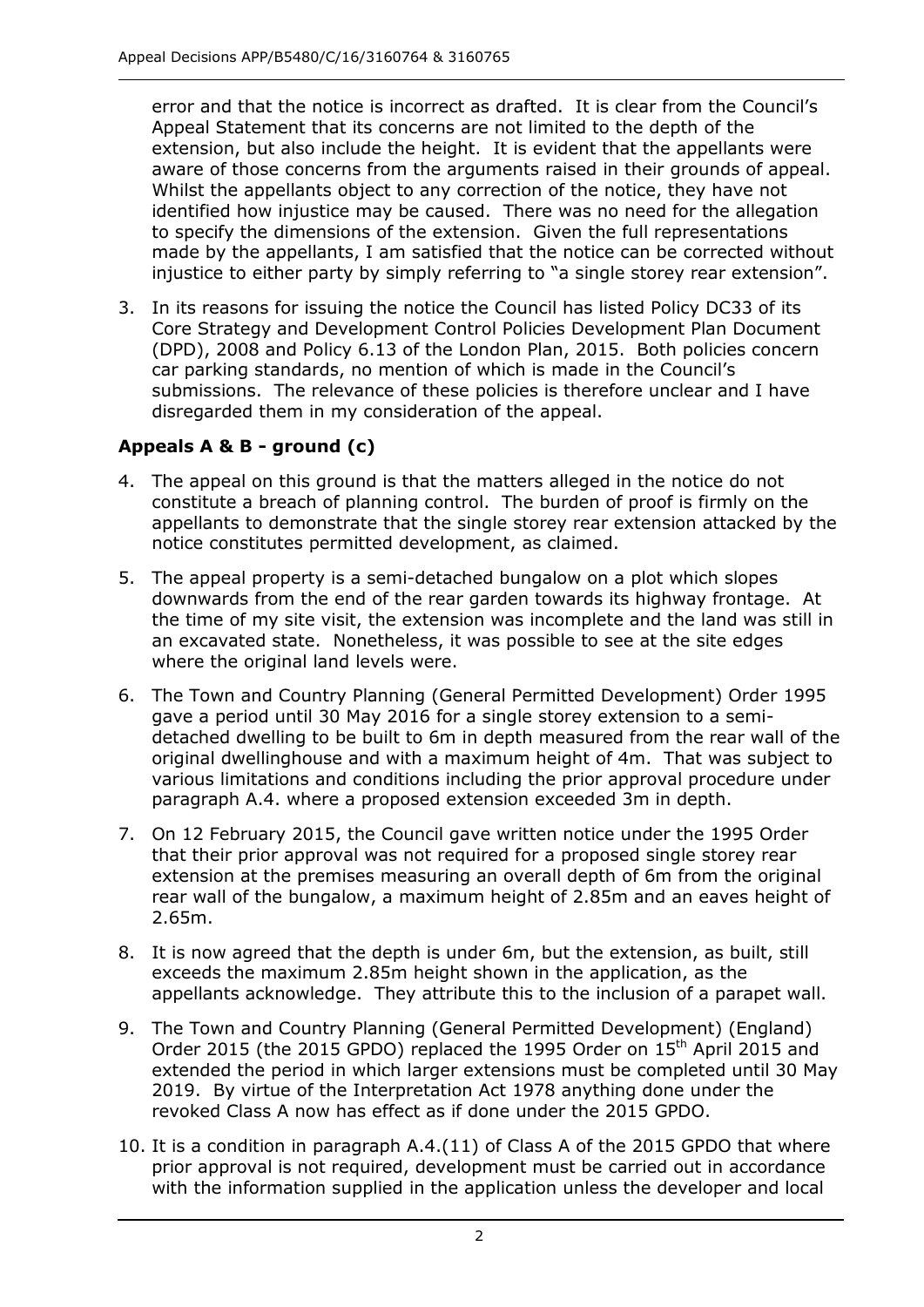error and that the notice is incorrect as drafted. It is clear from the Council's Appeal Statement that its concerns are not limited to the depth of the extension, but also include the height. It is evident that the appellants were aware of those concerns from the arguments raised in their grounds of appeal. Whilst the appellants object to any correction of the notice, they have not identified how injustice may be caused. There was no need for the allegation to specify the dimensions of the extension. Given the full representations made by the appellants, I am satisfied that the notice can be corrected without injustice to either party by simply referring to "a single storey rear extension".

3. In its reasons for issuing the notice the Council has listed Policy DC33 of its Core Strategy and Development Control Policies Development Plan Document (DPD), 2008 and Policy 6.13 of the London Plan, 2015. Both policies concern car parking standards, no mention of which is made in the Council's submissions. The relevance of these policies is therefore unclear and I have disregarded them in my consideration of the appeal.

## Appeals A & B - ground (c)

4. The appeal on this ground is that the matters alleged in the notice do not constitute a breach of planning control. The burden of proof is firmly on the appellants to demonstrate that the single storey rear extension attacked by the notice constitutes permitted development, as claimed.

5. The appeal property is a semi-detached bungalow on a plot which slopes downwards from the end of the rear garden towards its highway frontage. At the time of my site visit, the extension was incomplete and the land was still in an excavated state. Nonetheless, it was possible to see at the site edges where the original land levels were.

6. The Town and Country Planning (General Permitted Development) Order 1995 gave a period until 30 May 2016 for a single storey extension to a semi-detached dwelling to be built to 6m in depth measured from the rear wall of the original dwellinghouse and with a maximum height of 4m. That was subject to various limitations and conditions including the prior approval procedure under paragraph A.4. where a proposed extension exceeded 3m in depth.

7. On 12 February 2015, the Council gave written notice under the 1995 Order that their prior approval was not required for a proposed single storey rear extension at the premises measuring an overall depth of 6m from the original rear wall of the bungalow, a maximum height of 2.85m and an eaves height of 2.65m.

8. It is now agreed that the depth is under 6m, but the extension, as built, still exceeds the maximum 2.85m height shown in the application, as the appellants acknowledge. They attribute this to the inclusion of a parapet wall.

9. The Town and Country Planning (General Permitted Development) (England) Order 2015 (the 2015 GPDO) replaced the 1995 Order on 15th April 2015 and extended the period in which larger extensions must be completed until 30 May 2019. By virtue of the Interpretation Act 1978 anything done under the revoked Class A now has effect as if done under the 2015 GPDO.

10. It is a condition in paragraph A.4.(11) of Class A of the 2015 GPDO that where prior approval is not required, development must be carried out in accordance with the information supplied in the application unless the developer and local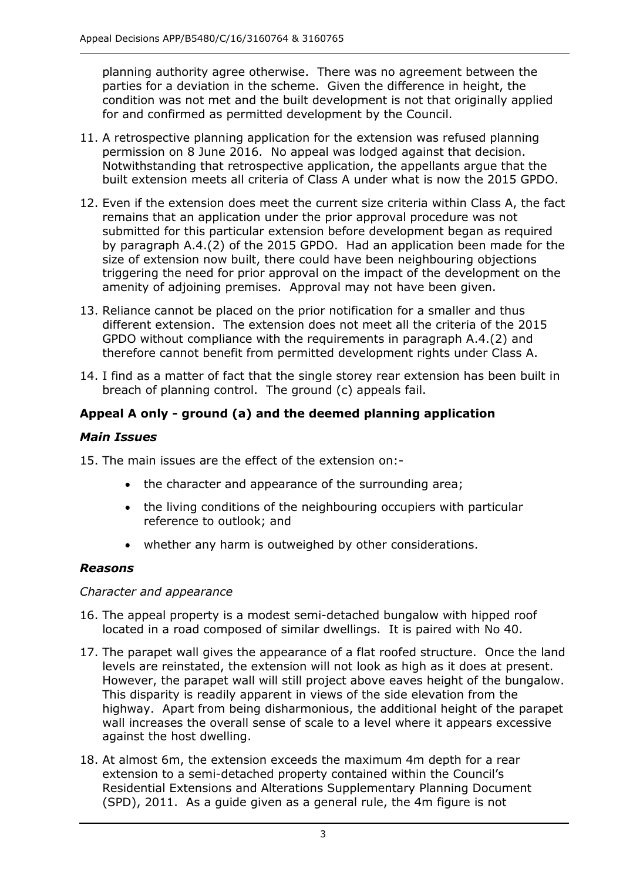planning authority agree otherwise. There was no agreement between the parties for a deviation in the scheme. Given the difference in height, the condition was not met and the built development is not that originally applied for and confirmed as permitted development by the Council.

11. A retrospective planning application for the extension was refused planning permission on 8 June 2016. No appeal was lodged against that decision. Notwithstanding that retrospective application, the appellants argue that the built extension meets all criteria of Class A under what is now the 2015 GPDO.

12. Even if the extension does meet the current size criteria within Class A, the fact remains that an application under the prior approval procedure was not submitted for this particular extension before development began as required by paragraph A.4.(2) of the 2015 GPDO. Had an application been made for the size of extension now built, there could have been neighbouring objections triggering the need for prior approval on the impact of the development on the amenity of adjoining premises. Approval may not have been given.

13. Reliance cannot be placed on the prior notification for a smaller and thus different extension. The extension does not meet all the criteria of the 2015 GPDO without compliance with the requirements in paragraph A.4.(2) and therefore cannot benefit from permitted development rights under Class A.

14. I find as a matter of fact that the single storey rear extension has been built in breach of planning control. The ground (c) appeals fail.

### Appeal A only - ground (a) and the deemed planning application

#### *Main Issues*

15. The main issues are the effect of the extension on:-

    - the character and appearance of the surrounding area;
    - the living conditions of the neighbouring occupiers with particular reference to outlook; and
    - whether any harm is outweighed by other considerations.

#### *Reasons*

*Character and appearance*

16. The appeal property is a modest semi-detached bungalow with hipped roof located in a road composed of similar dwellings. It is paired with No 40.

17. The parapet wall gives the appearance of a flat roofed structure. Once the land levels are reinstated, the extension will not look as high as it does at present. However, the parapet wall will still project above eaves height of the bungalow. This disparity is readily apparent in views of the side elevation from the highway. Apart from being disharmonious, the additional height of the parapet wall increases the overall sense of scale to a level where it appears excessive against the host dwelling.

18. At almost 6m, the extension exceeds the maximum 4m depth for a rear extension to a semi-detached property contained within the Council's Residential Extensions and Alterations Supplementary Planning Document (SPD), 2011. As a guide given as a general rule, the 4m figure is not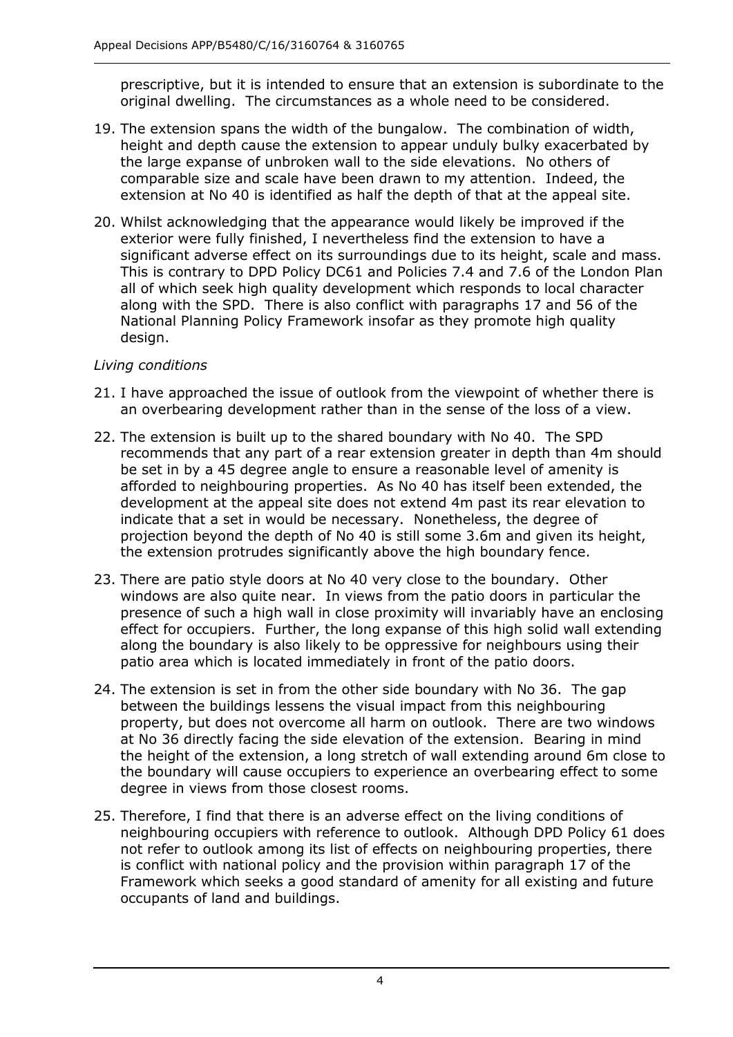prescriptive, but it is intended to ensure that an extension is subordinate to the original dwelling. The circumstances as a whole need to be considered.

19. The extension spans the width of the bungalow. The combination of width, height and depth cause the extension to appear unduly bulky exacerbated by the large expanse of unbroken wall to the side elevations. No others of comparable size and scale have been drawn to my attention. Indeed, the extension at No 40 is identified as half the depth of that at the appeal site.

20. Whilst acknowledging that the appearance would likely be improved if the exterior were fully finished, I nevertheless find the extension to have a significant adverse effect on its surroundings due to its height, scale and mass. This is contrary to DPD Policy DC61 and Policies 7.4 and 7.6 of the London Plan all of which seek high quality development which responds to local character along with the SPD. There is also conflict with paragraphs 17 and 56 of the National Planning Policy Framework insofar as they promote high quality design.

*Living conditions*

21. I have approached the issue of outlook from the viewpoint of whether there is an overbearing development rather than in the sense of the loss of a view.

22. The extension is built up to the shared boundary with No 40. The SPD recommends that any part of a rear extension greater in depth than 4m should be set in by a 45 degree angle to ensure a reasonable level of amenity is afforded to neighbouring properties. As No 40 has itself been extended, the development at the appeal site does not extend 4m past its rear elevation to indicate that a set in would be necessary. Nonetheless, the degree of projection beyond the depth of No 40 is still some 3.6m and given its height, the extension protrudes significantly above the high boundary fence.

23. There are patio style doors at No 40 very close to the boundary. Other windows are also quite near. In views from the patio doors in particular the presence of such a high wall in close proximity will invariably have an enclosing effect for occupiers. Further, the long expanse of this high solid wall extending along the boundary is also likely to be oppressive for neighbours using their patio area which is located immediately in front of the patio doors.

24. The extension is set in from the other side boundary with No 36. The gap between the buildings lessens the visual impact from this neighbouring property, but does not overcome all harm on outlook. There are two windows at No 36 directly facing the side elevation of the extension. Bearing in mind the height of the extension, a long stretch of wall extending around 6m close to the boundary will cause occupiers to experience an overbearing effect to some degree in views from those closest rooms.

25. Therefore, I find that there is an adverse effect on the living conditions of neighbouring occupiers with reference to outlook. Although DPD Policy 61 does not refer to outlook among its list of effects on neighbouring properties, there is conflict with national policy and the provision within paragraph 17 of the Framework which seeks a good standard of amenity for all existing and future occupants of land and buildings.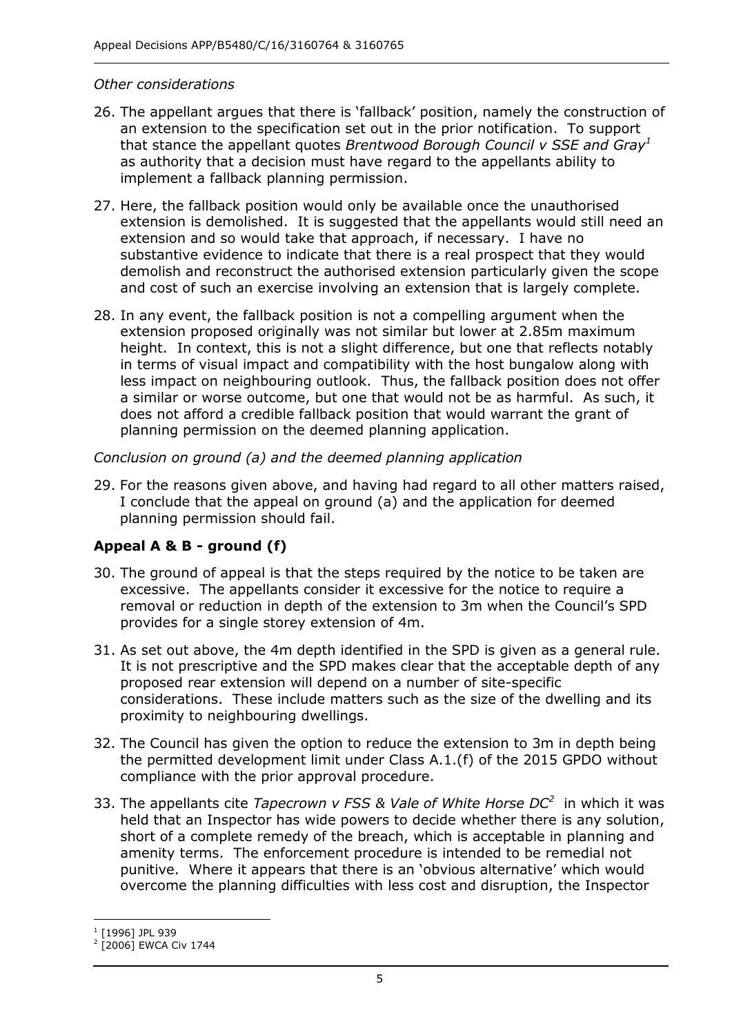*Other considerations*

26. The appellant argues that there is 'fallback' position, namely the construction of an extension to the specification set out in the prior notification. To support that stance the appellant quotes *Brentwood Borough Council v SSE and Gray*[1] as authority that a decision must have regard to the appellants ability to implement a fallback planning permission.

27. Here, the fallback position would only be available once the unauthorised extension is demolished. It is suggested that the appellants would still need an extension and so would take that approach, if necessary. I have no substantive evidence to indicate that there is a real prospect that they would demolish and reconstruct the authorised extension particularly given the scope and cost of such an exercise involving an extension that is largely complete.

28. In any event, the fallback position is not a compelling argument when the extension proposed originally was not similar but lower at 2.85m maximum height. In context, this is not a slight difference, but one that reflects notably in terms of visual impact and compatibility with the host bungalow along with less impact on neighbouring outlook. Thus, the fallback position does not offer a similar or worse outcome, but one that would not be as harmful. As such, it does not afford a credible fallback position that would warrant the grant of planning permission on the deemed planning application.

*Conclusion on ground (a) and the deemed planning application*

29. For the reasons given above, and having had regard to all other matters raised, I conclude that the appeal on ground (a) and the application for deemed planning permission should fail.

## Appeal A & B - ground (f)

30. The ground of appeal is that the steps required by the notice to be taken are excessive. The appellants consider it excessive for the notice to require a removal or reduction in depth of the extension to 3m when the Council's SPD provides for a single storey extension of 4m.

31. As set out above, the 4m depth identified in the SPD is given as a general rule. It is not prescriptive and the SPD makes clear that the acceptable depth of any proposed rear extension will depend on a number of site-specific considerations. These include matters such as the size of the dwelling and its proximity to neighbouring dwellings.

32. The Council has given the option to reduce the extension to 3m in depth being the permitted development limit under Class A.1.(f) of the 2015 GPDO without compliance with the prior approval procedure.

33. The appellants cite *Tapecrown v FSS & Vale of White Horse DC*[2] in which it was held that an Inspector has wide powers to decide whether there is any solution, short of a complete remedy of the breach, which is acceptable in planning and amenity terms. The enforcement procedure is intended to be remedial not punitive. Where it appears that there is an 'obvious alternative' which would overcome the planning difficulties with less cost and disruption, the Inspector

---

[1] [1996] JPL 939

[2] [2006] EWCA Civ 1744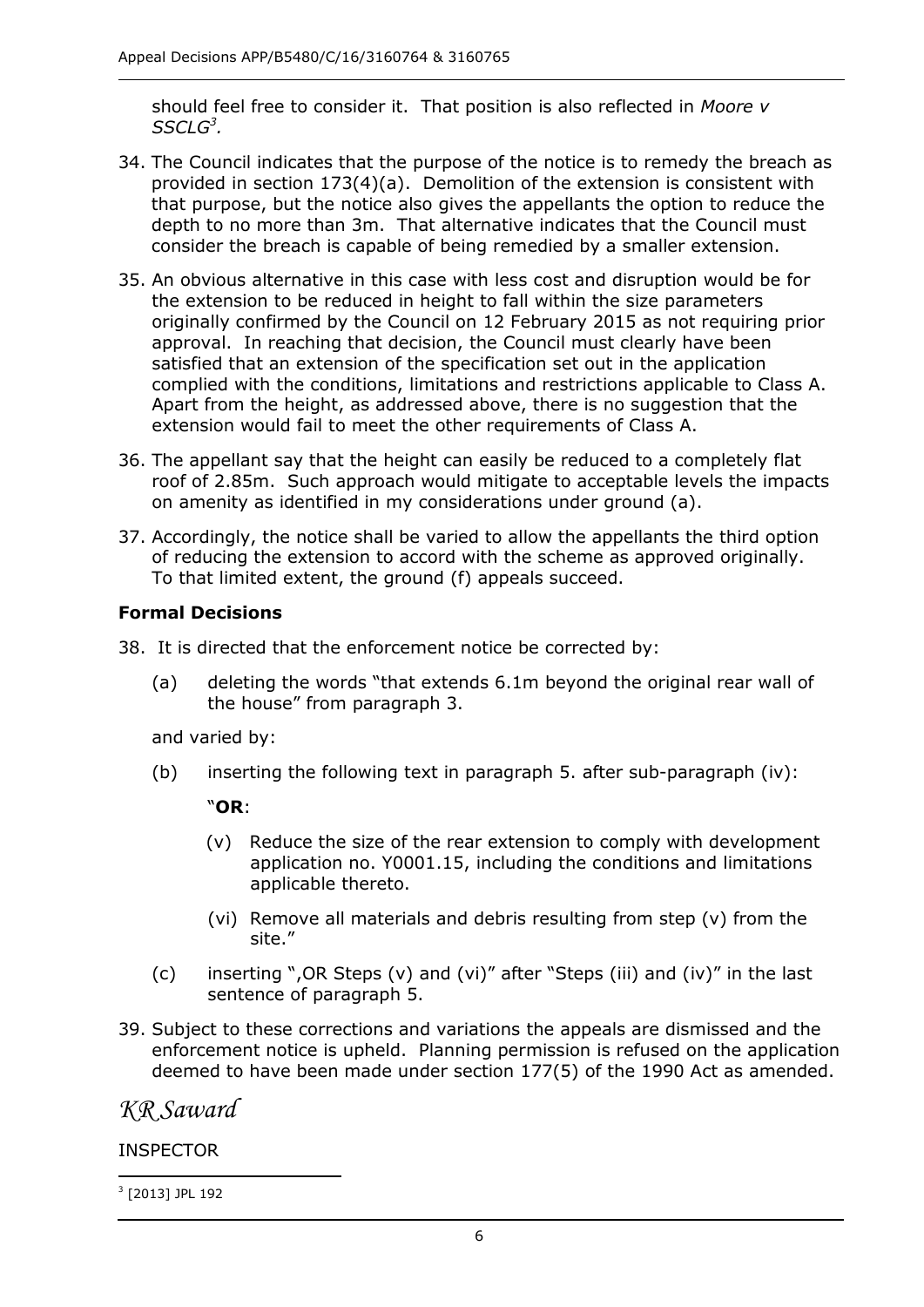should feel free to consider it. That position is also reflected in *Moore v SSCLG*[3].

34. The Council indicates that the purpose of the notice is to remedy the breach as provided in section 173(4)(a). Demolition of the extension is consistent with that purpose, but the notice also gives the appellants the option to reduce the depth to no more than 3m. That alternative indicates that the Council must consider the breach is capable of being remedied by a smaller extension.

35. An obvious alternative in this case with less cost and disruption would be for the extension to be reduced in height to fall within the size parameters originally confirmed by the Council on 12 February 2015 as not requiring prior approval. In reaching that decision, the Council must clearly have been satisfied that an extension of the specification set out in the application complied with the conditions, limitations and restrictions applicable to Class A. Apart from the height, as addressed above, there is no suggestion that the extension would fail to meet the other requirements of Class A.

36. The appellant say that the height can easily be reduced to a completely flat roof of 2.85m. Such approach would mitigate to acceptable levels the impacts on amenity as identified in my considerations under ground (a).

37. Accordingly, the notice shall be varied to allow the appellants the third option of reducing the extension to accord with the scheme as approved originally. To that limited extent, the ground (f) appeals succeed.

## Formal Decisions

38. It is directed that the enforcement notice be corrected by:

    (a) deleting the words "that extends 6.1m beyond the original rear wall of the house" from paragraph 3.

    and varied by:

    (b) inserting the following text in paragraph 5. after sub-paragraph (iv):

    "**OR**:

    (v) Reduce the size of the rear extension to comply with development application no. Y0001.15, including the conditions and limitations applicable thereto.

    (vi) Remove all materials and debris resulting from step (v) from the site."

    (c) inserting ",OR Steps (v) and (vi)" after "Steps (iii) and (iv)" in the last sentence of paragraph 5.

39. Subject to these corrections and variations the appeals are dismissed and the enforcement notice is upheld. Planning permission is refused on the application deemed to have been made under section 177(5) of the 1990 Act as amended.

*KR Saward*

INSPECTOR

[3] [2013] JPL 192